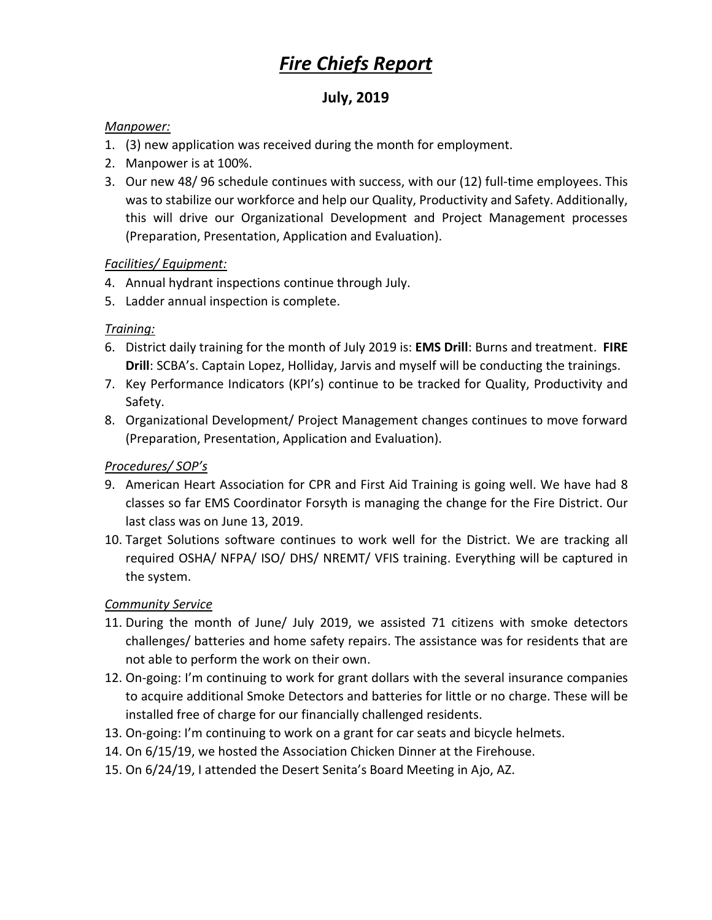# *Fire Chiefs Report*

## July, 2019

*Manpower:*

1. (3) new application was received during the month for employment.
2. Manpower is at 100%.
3. Our new 48/ 96 schedule continues with success, with our (12) full-time employees. This was to stabilize our workforce and help our Quality, Productivity and Safety. Additionally, this will drive our Organizational Development and Project Management processes (Preparation, Presentation, Application and Evaluation).

*Facilities/ Equipment:*

4. Annual hydrant inspections continue through July.
5. Ladder annual inspection is complete.

*Training:*

6. District daily training for the month of July 2019 is: **EMS Drill**: Burns and treatment. **FIRE Drill**: SCBA's. Captain Lopez, Holliday, Jarvis and myself will be conducting the trainings.
7. Key Performance Indicators (KPI's) continue to be tracked for Quality, Productivity and Safety.
8. Organizational Development/ Project Management changes continues to move forward (Preparation, Presentation, Application and Evaluation).

*Procedures/ SOP's*

9. American Heart Association for CPR and First Aid Training is going well. We have had 8 classes so far EMS Coordinator Forsyth is managing the change for the Fire District. Our last class was on June 13, 2019.
10. Target Solutions software continues to work well for the District. We are tracking all required OSHA/ NFPA/ ISO/ DHS/ NREMT/ VFIS training. Everything will be captured in the system.

*Community Service*

11. During the month of June/ July 2019, we assisted 71 citizens with smoke detectors challenges/ batteries and home safety repairs. The assistance was for residents that are not able to perform the work on their own.
12. On-going: I'm continuing to work for grant dollars with the several insurance companies to acquire additional Smoke Detectors and batteries for little or no charge. These will be installed free of charge for our financially challenged residents.
13. On-going: I'm continuing to work on a grant for car seats and bicycle helmets.
14. On 6/15/19, we hosted the Association Chicken Dinner at the Firehouse.
15. On 6/24/19, I attended the Desert Senita's Board Meeting in Ajo, AZ.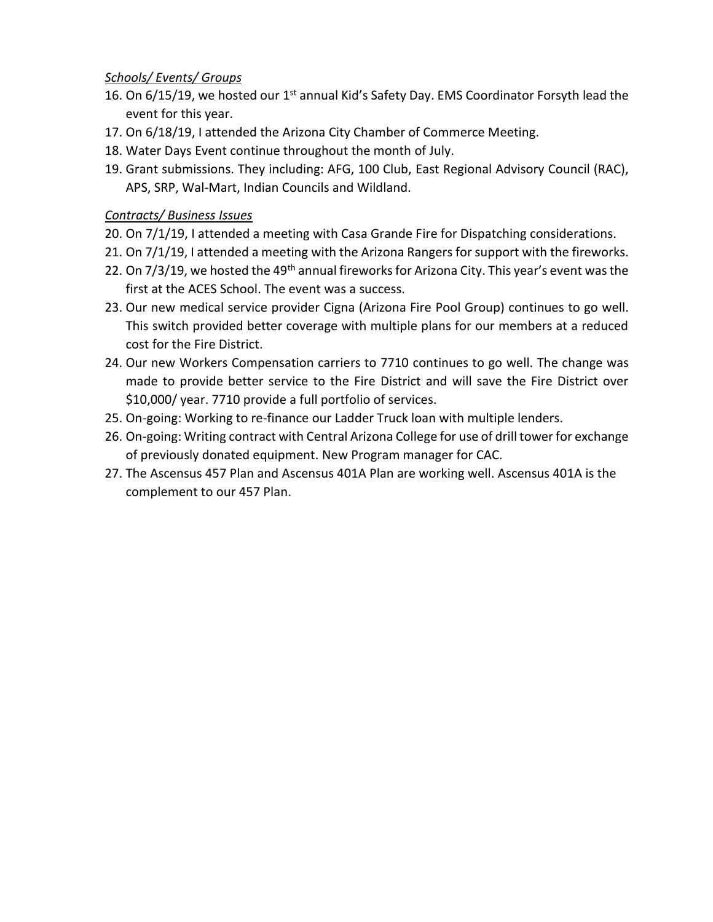*Schools/ Events/ Groups*

16. On 6/15/19, we hosted our 1st annual Kid's Safety Day. EMS Coordinator Forsyth lead the event for this year.
17. On 6/18/19, I attended the Arizona City Chamber of Commerce Meeting.
18. Water Days Event continue throughout the month of July.
19. Grant submissions. They including: AFG, 100 Club, East Regional Advisory Council (RAC), APS, SRP, Wal-Mart, Indian Councils and Wildland.

*Contracts/ Business Issues*

20. On 7/1/19, I attended a meeting with Casa Grande Fire for Dispatching considerations.
21. On 7/1/19, I attended a meeting with the Arizona Rangers for support with the fireworks.
22. On 7/3/19, we hosted the 49th annual fireworks for Arizona City. This year's event was the first at the ACES School. The event was a success.
23. Our new medical service provider Cigna (Arizona Fire Pool Group) continues to go well. This switch provided better coverage with multiple plans for our members at a reduced cost for the Fire District.
24. Our new Workers Compensation carriers to 7710 continues to go well. The change was made to provide better service to the Fire District and will save the Fire District over $10,000/ year. 7710 provide a full portfolio of services.
25. On-going: Working to re-finance our Ladder Truck loan with multiple lenders.
26. On-going: Writing contract with Central Arizona College for use of drill tower for exchange of previously donated equipment. New Program manager for CAC.
27. The Ascensus 457 Plan and Ascensus 401A Plan are working well. Ascensus 401A is the complement to our 457 Plan.